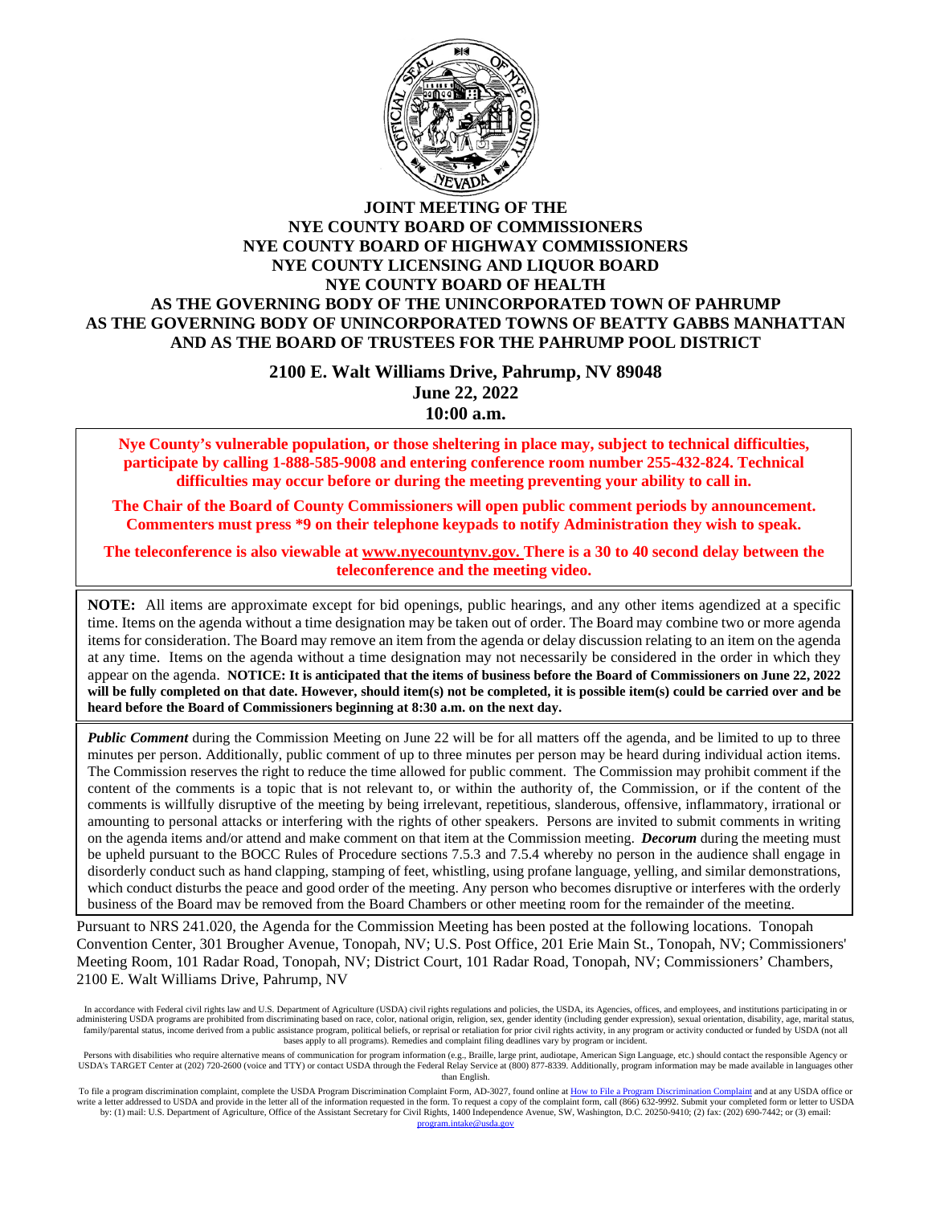# JOINT MEETING OF THE
# NYE COUNTY BOARD OF COMMISSIONERS
# NYE COUNTY BOARD OF HIGHWAY COMMISSIONERS
# NYE COUNTY LICENSING AND LIQUOR BOARD
# NYE COUNTY BOARD OF HEALTH
# AS THE GOVERNING BODY OF THE UNINCORPORATED TOWN OF PAHRUMP
# AS THE GOVERNING BODY OF UNINCORPORATED TOWNS OF BEATTY GABBS MANHATTAN
# AND AS THE BOARD OF TRUSTEES FOR THE PAHRUMP POOL DISTRICT

**2100 E. Walt Williams Drive, Pahrump, NV 89048**

**June 22, 2022**

**10:00 a.m.**

**Nye County's vulnerable population, or those sheltering in place may, subject to technical difficulties, participate by calling 1-888-585-9008 and entering conference room number 255-432-824. Technical difficulties may occur before or during the meeting preventing your ability to call in.**

**The Chair of the Board of County Commissioners will open public comment periods by announcement. Commenters must press *9 on their telephone keypads to notify Administration they wish to speak.**

**The teleconference is also viewable at www.nyecountynv.gov. There is a 30 to 40 second delay between the teleconference and the meeting video.**

**NOTE:** All items are approximate except for bid openings, public hearings, and any other items agendized at a specific time. Items on the agenda without a time designation may be taken out of order. The Board may combine two or more agenda items for consideration. The Board may remove an item from the agenda or delay discussion relating to an item on the agenda at any time. Items on the agenda without a time designation may not necessarily be considered in the order in which they appear on the agenda. **NOTICE: It is anticipated that the items of business before the Board of Commissioners on June 22, 2022 will be fully completed on that date. However, should item(s) not be completed, it is possible item(s) could be carried over and be heard before the Board of Commissioners beginning at 8:30 a.m. on the next day.**

***Public Comment*** during the Commission Meeting on June 22 will be for all matters off the agenda, and be limited to up to three minutes per person. Additionally, public comment of up to three minutes per person may be heard during individual action items. The Commission reserves the right to reduce the time allowed for public comment. The Commission may prohibit comment if the content of the comments is a topic that is not relevant to, or within the authority of, the Commission, or if the content of the comments is willfully disruptive of the meeting by being irrelevant, repetitious, slanderous, offensive, inflammatory, irrational or amounting to personal attacks or interfering with the rights of other speakers. Persons are invited to submit comments in writing on the agenda items and/or attend and make comment on that item at the Commission meeting. ***Decorum*** during the meeting must be upheld pursuant to the BOCC Rules of Procedure sections 7.5.3 and 7.5.4 whereby no person in the audience shall engage in disorderly conduct such as hand clapping, stamping of feet, whistling, using profane language, yelling, and similar demonstrations, which conduct disturbs the peace and good order of the meeting. Any person who becomes disruptive or interferes with the orderly business of the Board may be removed from the Board Chambers or other meeting room for the remainder of the meeting.

Pursuant to NRS 241.020, the Agenda for the Commission Meeting has been posted at the following locations. Tonopah Convention Center, 301 Brougher Avenue, Tonopah, NV; U.S. Post Office, 201 Erie Main St., Tonopah, NV; Commissioners' Meeting Room, 101 Radar Road, Tonopah, NV; District Court, 101 Radar Road, Tonopah, NV; Commissioners' Chambers, 2100 E. Walt Williams Drive, Pahrump, NV

In accordance with Federal civil rights law and U.S. Department of Agriculture (USDA) civil rights regulations and policies, the USDA, its Agencies, offices, and employees, and institutions participating in or administering USDA programs are prohibited from discriminating based on race, color, national origin, religion, sex, gender identity (including gender expression), sexual orientation, disability, age, marital status, family/parental status, income derived from a public assistance program, political beliefs, or reprisal or retaliation for prior civil rights activity, in any program or activity conducted or funded by USDA (not all bases apply to all programs). Remedies and complaint filing deadlines vary by program or incident.

Persons with disabilities who require alternative means of communication for program information (e.g., Braille, large print, audiotape, American Sign Language, etc.) should contact the responsible Agency or USDA's TARGET Center at (202) 720-2600 (voice and TTY) or contact USDA through the Federal Relay Service at (800) 877-8339. Additionally, program information may be made available in languages other than English.

To file a program discrimination complaint, complete the USDA Program Discrimination Complaint Form, AD-3027, found online at How to File a Program Discrimination Complaint and at any USDA office or write a letter addressed to USDA and provide in the letter all of the information requested in the form. To request a copy of the complaint form, call (866) 632-9992. Submit your completed form or letter to USDA by: (1) mail: U.S. Department of Agriculture, Office of the Assistant Secretary for Civil Rights, 1400 Independence Avenue, SW, Washington, D.C. 20250-9410; (2) fax: (202) 690-7442; or (3) email: program.intake@usda.gov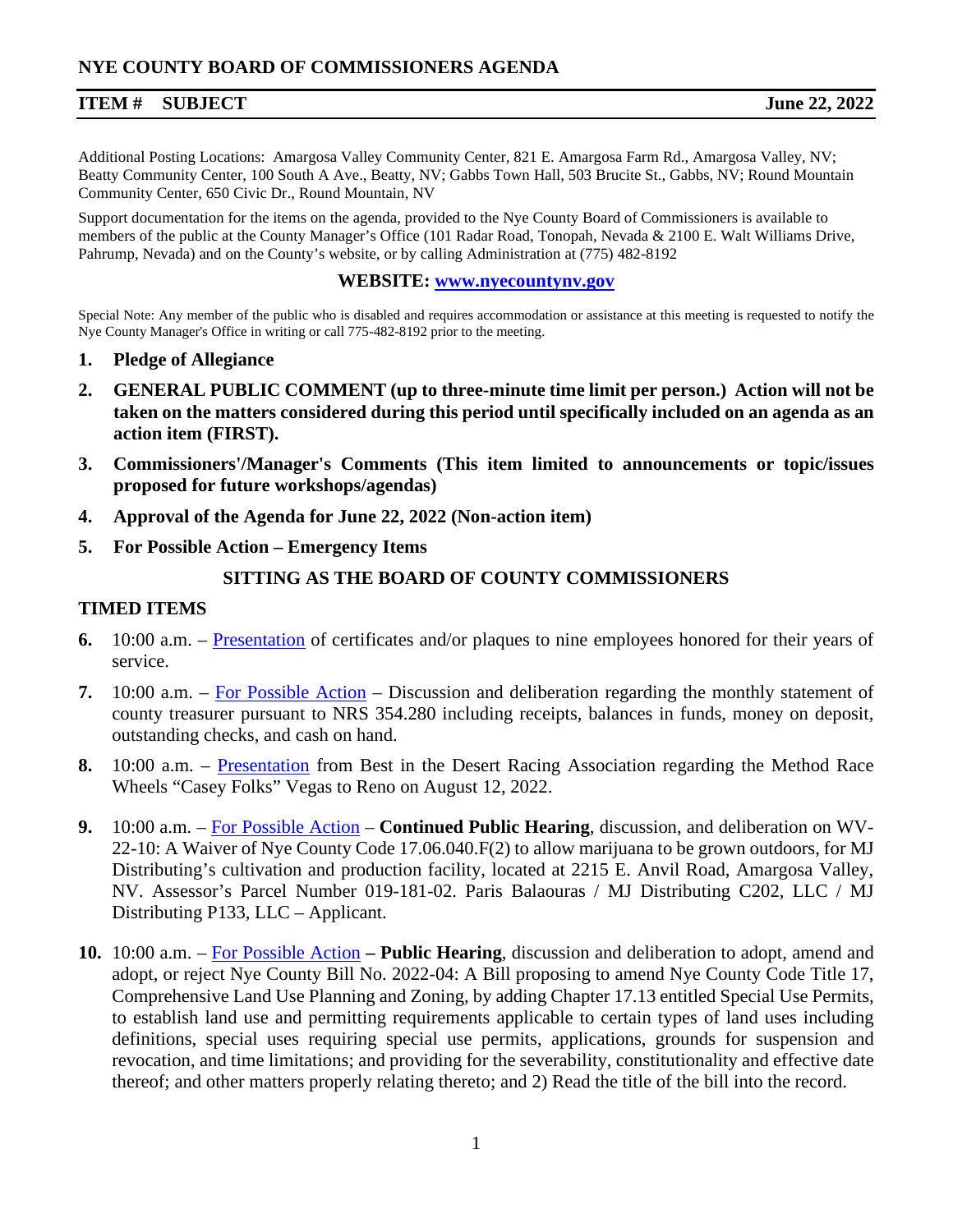# NYE COUNTY BOARD OF COMMISSIONERS AGENDA

**ITEM # SUBJECT** **June 22, 2022**

Additional Posting Locations: Amargosa Valley Community Center, 821 E. Amargosa Farm Rd., Amargosa Valley, NV; Beatty Community Center, 100 South A Ave., Beatty, NV; Gabbs Town Hall, 503 Brucite St., Gabbs, NV; Round Mountain Community Center, 650 Civic Dr., Round Mountain, NV

Support documentation for the items on the agenda, provided to the Nye County Board of Commissioners is available to members of the public at the County Manager's Office (101 Radar Road, Tonopah, Nevada & 2100 E. Walt Williams Drive, Pahrump, Nevada) and on the County's website, or by calling Administration at (775) 482-8192

**WEBSITE: www.nyecountynv.gov**

Special Note: Any member of the public who is disabled and requires accommodation or assistance at this meeting is requested to notify the Nye County Manager's Office in writing or call 775-482-8192 prior to the meeting.

1. **Pledge of Allegiance**
2. **GENERAL PUBLIC COMMENT (up to three-minute time limit per person.) Action will not be taken on the matters considered during this period until specifically included on an agenda as an action item (FIRST).**
3. **Commissioners'/Manager's Comments (This item limited to announcements or topic/issues proposed for future workshops/agendas)**
4. **Approval of the Agenda for June 22, 2022 (Non-action item)**
5. **For Possible Action – Emergency Items**

## SITTING AS THE BOARD OF COUNTY COMMISSIONERS

### TIMED ITEMS

6. 10:00 a.m. – Presentation of certificates and/or plaques to nine employees honored for their years of service.
7. 10:00 a.m. – For Possible Action – Discussion and deliberation regarding the monthly statement of county treasurer pursuant to NRS 354.280 including receipts, balances in funds, money on deposit, outstanding checks, and cash on hand.
8. 10:00 a.m. – Presentation from Best in the Desert Racing Association regarding the Method Race Wheels "Casey Folks" Vegas to Reno on August 12, 2022.
9. 10:00 a.m. – For Possible Action – **Continued Public Hearing**, discussion, and deliberation on WV-22-10: A Waiver of Nye County Code 17.06.040.F(2) to allow marijuana to be grown outdoors, for MJ Distributing's cultivation and production facility, located at 2215 E. Anvil Road, Amargosa Valley, NV. Assessor's Parcel Number 019-181-02. Paris Balaouras / MJ Distributing C202, LLC / MJ Distributing P133, LLC – Applicant.
10. 10:00 a.m. – For Possible Action **– Public Hearing**, discussion and deliberation to adopt, amend and adopt, or reject Nye County Bill No. 2022-04: A Bill proposing to amend Nye County Code Title 17, Comprehensive Land Use Planning and Zoning, by adding Chapter 17.13 entitled Special Use Permits, to establish land use and permitting requirements applicable to certain types of land uses including definitions, special uses requiring special use permits, applications, grounds for suspension and revocation, and time limitations; and providing for the severability, constitutionality and effective date thereof; and other matters properly relating thereto; and 2) Read the title of the bill into the record.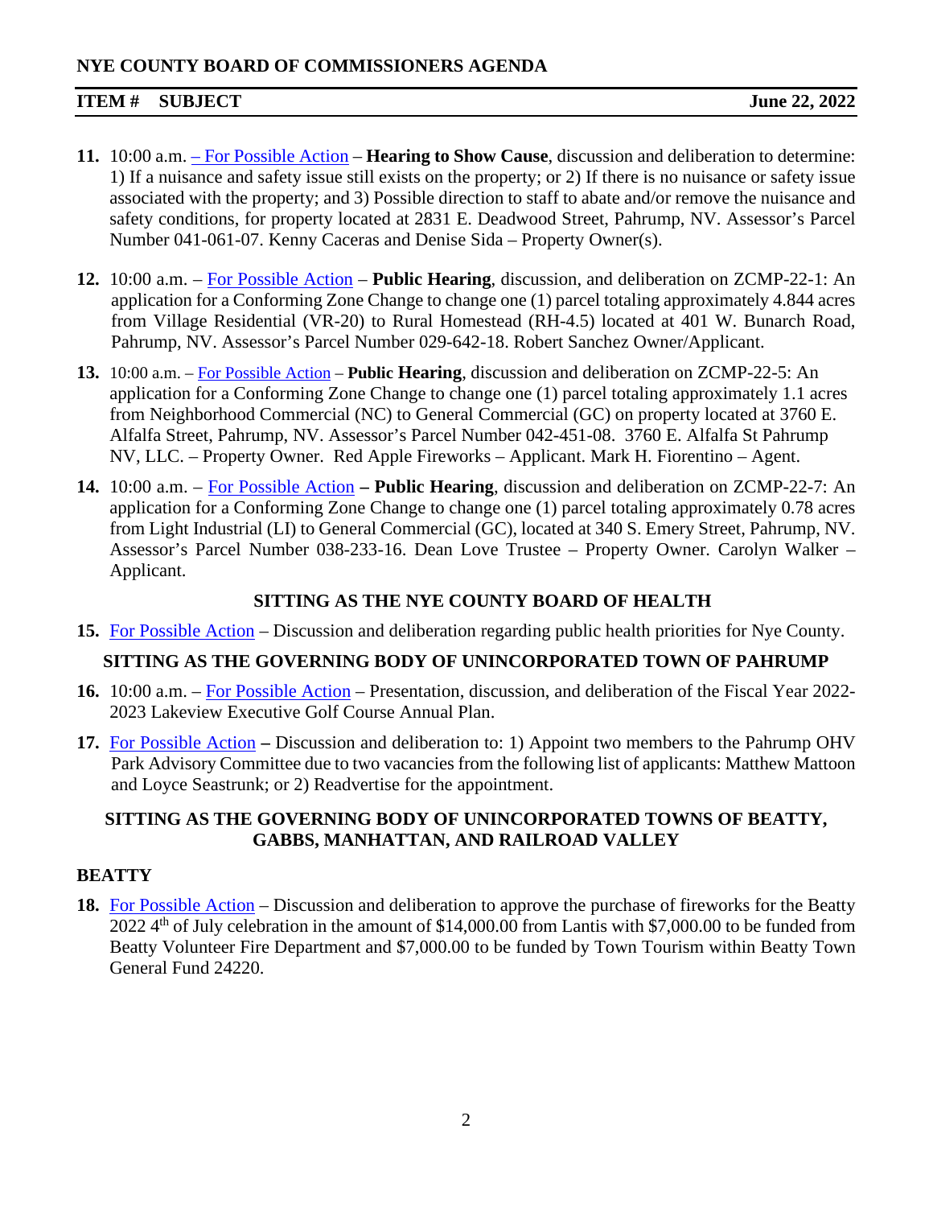**NYE COUNTY BOARD OF COMMISSIONERS AGENDA**

**ITEM # SUBJECT** **June 22, 2022**

**11.** 10:00 a.m. – For Possible Action – **Hearing to Show Cause**, discussion and deliberation to determine: 1) If a nuisance and safety issue still exists on the property; or 2) If there is no nuisance or safety issue associated with the property; and 3) Possible direction to staff to abate and/or remove the nuisance and safety conditions, for property located at 2831 E. Deadwood Street, Pahrump, NV. Assessor's Parcel Number 041-061-07. Kenny Caceras and Denise Sida – Property Owner(s).

**12.** 10:00 a.m. – For Possible Action – **Public Hearing**, discussion, and deliberation on ZCMP-22-1: An application for a Conforming Zone Change to change one (1) parcel totaling approximately 4.844 acres from Village Residential (VR-20) to Rural Homestead (RH-4.5) located at 401 W. Bunarch Road, Pahrump, NV. Assessor's Parcel Number 029-642-18. Robert Sanchez Owner/Applicant.

**13.** 10:00 a.m. – For Possible Action – **Public Hearing**, discussion and deliberation on ZCMP-22-5: An application for a Conforming Zone Change to change one (1) parcel totaling approximately 1.1 acres from Neighborhood Commercial (NC) to General Commercial (GC) on property located at 3760 E. Alfalfa Street, Pahrump, NV. Assessor's Parcel Number 042-451-08. 3760 E. Alfalfa St Pahrump NV, LLC. – Property Owner. Red Apple Fireworks – Applicant. Mark H. Fiorentino – Agent.

**14.** 10:00 a.m. – For Possible Action **– Public Hearing**, discussion and deliberation on ZCMP-22-7: An application for a Conforming Zone Change to change one (1) parcel totaling approximately 0.78 acres from Light Industrial (LI) to General Commercial (GC), located at 340 S. Emery Street, Pahrump, NV. Assessor's Parcel Number 038-233-16. Dean Love Trustee – Property Owner. Carolyn Walker – Applicant.

## SITTING AS THE NYE COUNTY BOARD OF HEALTH

**15.** For Possible Action – Discussion and deliberation regarding public health priorities for Nye County.

## SITTING AS THE GOVERNING BODY OF UNINCORPORATED TOWN OF PAHRUMP

**16.** 10:00 a.m. – For Possible Action – Presentation, discussion, and deliberation of the Fiscal Year 2022-2023 Lakeview Executive Golf Course Annual Plan.

**17.** For Possible Action **–** Discussion and deliberation to: 1) Appoint two members to the Pahrump OHV Park Advisory Committee due to two vacancies from the following list of applicants: Matthew Mattoon and Loyce Seastrunk; or 2) Readvertise for the appointment.

## SITTING AS THE GOVERNING BODY OF UNINCORPORATED TOWNS OF BEATTY, GABBS, MANHATTAN, AND RAILROAD VALLEY

### BEATTY

**18.** For Possible Action – Discussion and deliberation to approve the purchase of fireworks for the Beatty 2022 4th of July celebration in the amount of $14,000.00 from Lantis with $7,000.00 to be funded from Beatty Volunteer Fire Department and $7,000.00 to be funded by Town Tourism within Beatty Town General Fund 24220.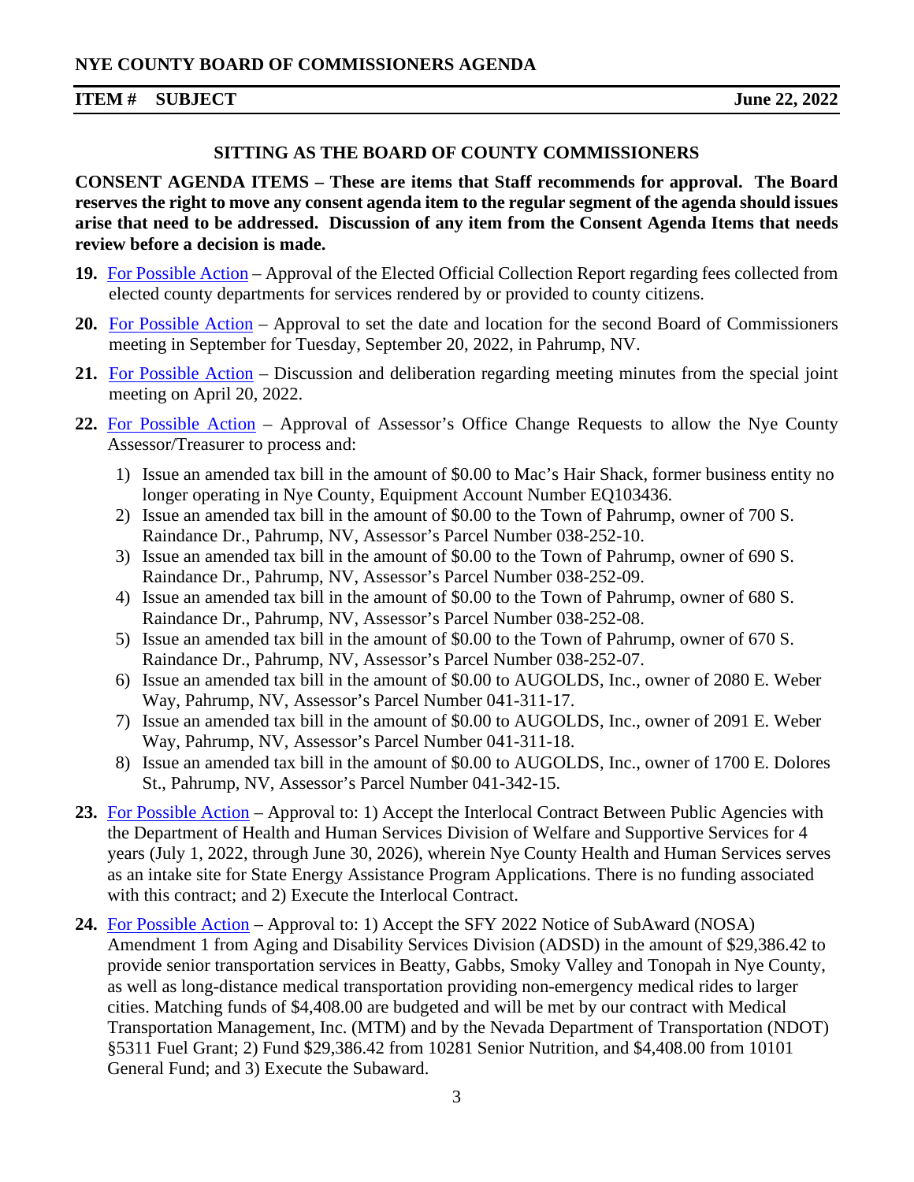**SITTING AS THE BOARD OF COUNTY COMMISSIONERS**

**CONSENT AGENDA ITEMS – These are items that Staff recommends for approval. The Board reserves the right to move any consent agenda item to the regular segment of the agenda should issues arise that need to be addressed. Discussion of any item from the Consent Agenda Items that needs review before a decision is made.**

**19.** For Possible Action – Approval of the Elected Official Collection Report regarding fees collected from elected county departments for services rendered by or provided to county citizens.

**20.** For Possible Action – Approval to set the date and location for the second Board of Commissioners meeting in September for Tuesday, September 20, 2022, in Pahrump, NV.

**21.** For Possible Action – Discussion and deliberation regarding meeting minutes from the special joint meeting on April 20, 2022.

**22.** For Possible Action – Approval of Assessor's Office Change Requests to allow the Nye County Assessor/Treasurer to process and:

1) Issue an amended tax bill in the amount of $0.00 to Mac's Hair Shack, former business entity no longer operating in Nye County, Equipment Account Number EQ103436.
2) Issue an amended tax bill in the amount of $0.00 to the Town of Pahrump, owner of 700 S. Raindance Dr., Pahrump, NV, Assessor's Parcel Number 038-252-10.
3) Issue an amended tax bill in the amount of $0.00 to the Town of Pahrump, owner of 690 S. Raindance Dr., Pahrump, NV, Assessor's Parcel Number 038-252-09.
4) Issue an amended tax bill in the amount of $0.00 to the Town of Pahrump, owner of 680 S. Raindance Dr., Pahrump, NV, Assessor's Parcel Number 038-252-08.
5) Issue an amended tax bill in the amount of $0.00 to the Town of Pahrump, owner of 670 S. Raindance Dr., Pahrump, NV, Assessor's Parcel Number 038-252-07.
6) Issue an amended tax bill in the amount of $0.00 to AUGOLDS, Inc., owner of 2080 E. Weber Way, Pahrump, NV, Assessor's Parcel Number 041-311-17.
7) Issue an amended tax bill in the amount of $0.00 to AUGOLDS, Inc., owner of 2091 E. Weber Way, Pahrump, NV, Assessor's Parcel Number 041-311-18.
8) Issue an amended tax bill in the amount of $0.00 to AUGOLDS, Inc., owner of 1700 E. Dolores St., Pahrump, NV, Assessor's Parcel Number 041-342-15.

**23.** For Possible Action – Approval to: 1) Accept the Interlocal Contract Between Public Agencies with the Department of Health and Human Services Division of Welfare and Supportive Services for 4 years (July 1, 2022, through June 30, 2026), wherein Nye County Health and Human Services serves as an intake site for State Energy Assistance Program Applications. There is no funding associated with this contract; and 2) Execute the Interlocal Contract.

**24.** For Possible Action – Approval to: 1) Accept the SFY 2022 Notice of SubAward (NOSA) Amendment 1 from Aging and Disability Services Division (ADSD) in the amount of $29,386.42 to provide senior transportation services in Beatty, Gabbs, Smoky Valley and Tonopah in Nye County, as well as long-distance medical transportation providing non-emergency medical rides to larger cities. Matching funds of $4,408.00 are budgeted and will be met by our contract with Medical Transportation Management, Inc. (MTM) and by the Nevada Department of Transportation (NDOT) §5311 Fuel Grant; 2) Fund $29,386.42 from 10281 Senior Nutrition, and $4,408.00 from 10101 General Fund; and 3) Execute the Subaward.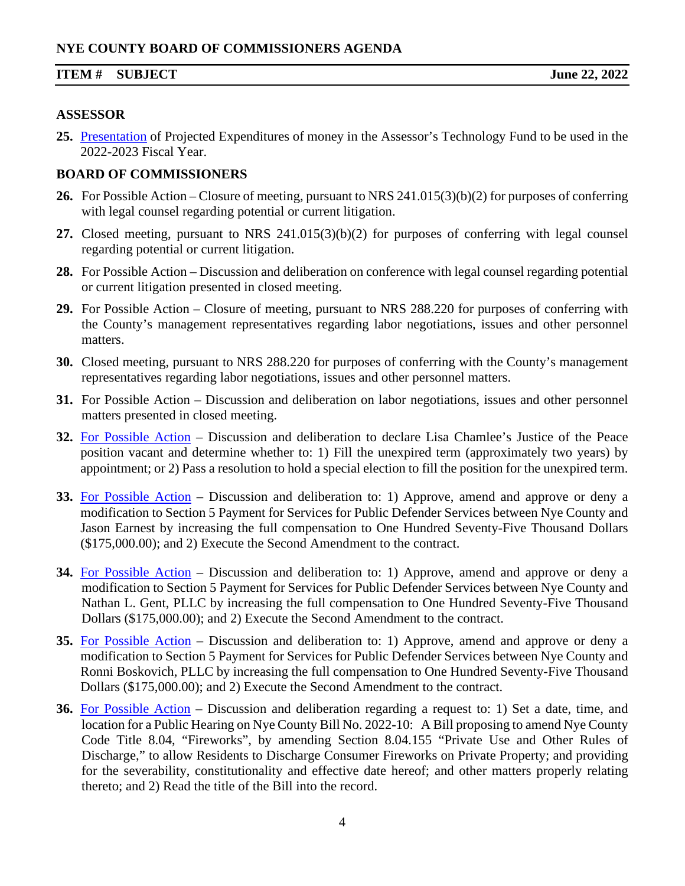## ASSESSOR

**25.** Presentation of Projected Expenditures of money in the Assessor's Technology Fund to be used in the 2022-2023 Fiscal Year.

## BOARD OF COMMISSIONERS

**26.** For Possible Action – Closure of meeting, pursuant to NRS 241.015(3)(b)(2) for purposes of conferring with legal counsel regarding potential or current litigation.

**27.** Closed meeting, pursuant to NRS 241.015(3)(b)(2) for purposes of conferring with legal counsel regarding potential or current litigation.

**28.** For Possible Action – Discussion and deliberation on conference with legal counsel regarding potential or current litigation presented in closed meeting.

**29.** For Possible Action – Closure of meeting, pursuant to NRS 288.220 for purposes of conferring with the County's management representatives regarding labor negotiations, issues and other personnel matters.

**30.** Closed meeting, pursuant to NRS 288.220 for purposes of conferring with the County's management representatives regarding labor negotiations, issues and other personnel matters.

**31.** For Possible Action – Discussion and deliberation on labor negotiations, issues and other personnel matters presented in closed meeting.

**32.** For Possible Action – Discussion and deliberation to declare Lisa Chamlee's Justice of the Peace position vacant and determine whether to: 1) Fill the unexpired term (approximately two years) by appointment; or 2) Pass a resolution to hold a special election to fill the position for the unexpired term.

**33.** For Possible Action – Discussion and deliberation to: 1) Approve, amend and approve or deny a modification to Section 5 Payment for Services for Public Defender Services between Nye County and Jason Earnest by increasing the full compensation to One Hundred Seventy-Five Thousand Dollars ($175,000.00); and 2) Execute the Second Amendment to the contract.

**34.** For Possible Action – Discussion and deliberation to: 1) Approve, amend and approve or deny a modification to Section 5 Payment for Services for Public Defender Services between Nye County and Nathan L. Gent, PLLC by increasing the full compensation to One Hundred Seventy-Five Thousand Dollars ($175,000.00); and 2) Execute the Second Amendment to the contract.

**35.** For Possible Action – Discussion and deliberation to: 1) Approve, amend and approve or deny a modification to Section 5 Payment for Services for Public Defender Services between Nye County and Ronni Boskovich, PLLC by increasing the full compensation to One Hundred Seventy-Five Thousand Dollars ($175,000.00); and 2) Execute the Second Amendment to the contract.

**36.** For Possible Action – Discussion and deliberation regarding a request to: 1) Set a date, time, and location for a Public Hearing on Nye County Bill No. 2022-10: A Bill proposing to amend Nye County Code Title 8.04, "Fireworks", by amending Section 8.04.155 "Private Use and Other Rules of Discharge," to allow Residents to Discharge Consumer Fireworks on Private Property; and providing for the severability, constitutionality and effective date hereof; and other matters properly relating thereto; and 2) Read the title of the Bill into the record.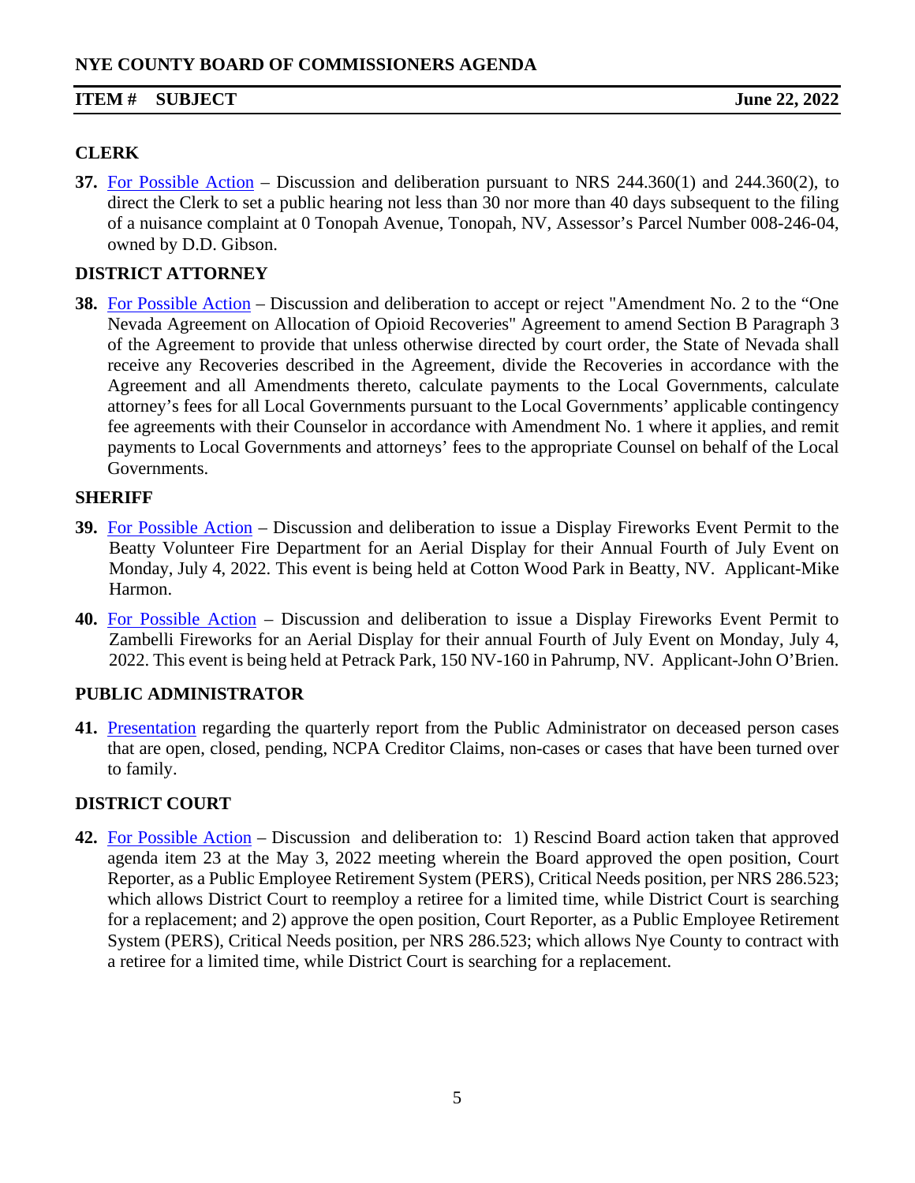## CLERK

**37.** For Possible Action – Discussion and deliberation pursuant to NRS 244.360(1) and 244.360(2), to direct the Clerk to set a public hearing not less than 30 nor more than 40 days subsequent to the filing of a nuisance complaint at 0 Tonopah Avenue, Tonopah, NV, Assessor's Parcel Number 008-246-04, owned by D.D. Gibson.

## DISTRICT ATTORNEY

**38.** For Possible Action – Discussion and deliberation to accept or reject "Amendment No. 2 to the "One Nevada Agreement on Allocation of Opioid Recoveries" Agreement to amend Section B Paragraph 3 of the Agreement to provide that unless otherwise directed by court order, the State of Nevada shall receive any Recoveries described in the Agreement, divide the Recoveries in accordance with the Agreement and all Amendments thereto, calculate payments to the Local Governments, calculate attorney's fees for all Local Governments pursuant to the Local Governments' applicable contingency fee agreements with their Counselor in accordance with Amendment No. 1 where it applies, and remit payments to Local Governments and attorneys' fees to the appropriate Counsel on behalf of the Local Governments.

## SHERIFF

**39.** For Possible Action – Discussion and deliberation to issue a Display Fireworks Event Permit to the Beatty Volunteer Fire Department for an Aerial Display for their Annual Fourth of July Event on Monday, July 4, 2022. This event is being held at Cotton Wood Park in Beatty, NV. Applicant-Mike Harmon.

**40.** For Possible Action – Discussion and deliberation to issue a Display Fireworks Event Permit to Zambelli Fireworks for an Aerial Display for their annual Fourth of July Event on Monday, July 4, 2022. This event is being held at Petrack Park, 150 NV-160 in Pahrump, NV. Applicant-John O'Brien.

## PUBLIC ADMINISTRATOR

**41.** Presentation regarding the quarterly report from the Public Administrator on deceased person cases that are open, closed, pending, NCPA Creditor Claims, non-cases or cases that have been turned over to family.

## DISTRICT COURT

**42.** For Possible Action – Discussion and deliberation to: 1) Rescind Board action taken that approved agenda item 23 at the May 3, 2022 meeting wherein the Board approved the open position, Court Reporter, as a Public Employee Retirement System (PERS), Critical Needs position, per NRS 286.523; which allows District Court to reemploy a retiree for a limited time, while District Court is searching for a replacement; and 2) approve the open position, Court Reporter, as a Public Employee Retirement System (PERS), Critical Needs position, per NRS 286.523; which allows Nye County to contract with a retiree for a limited time, while District Court is searching for a replacement.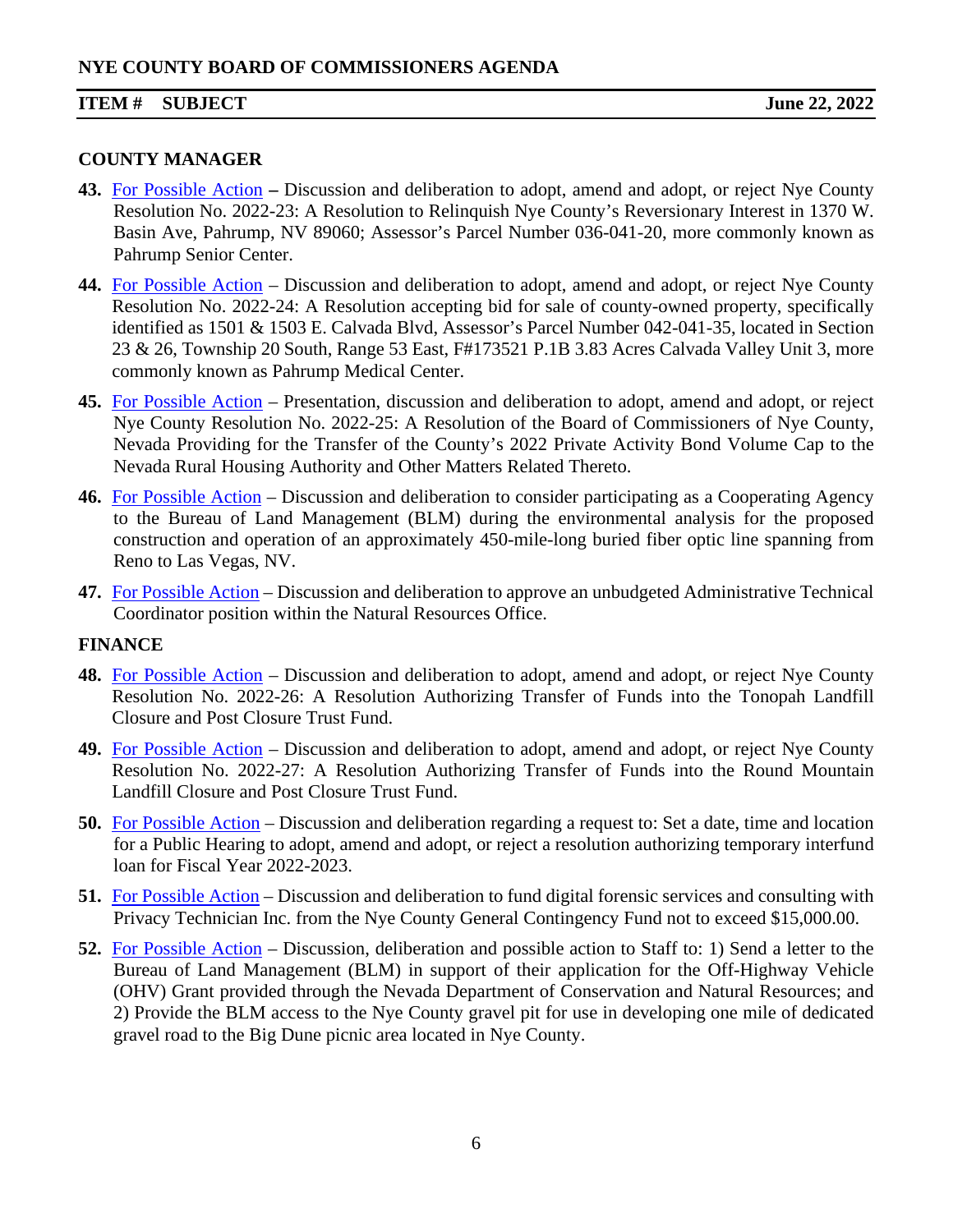**NYE COUNTY BOARD OF COMMISSIONERS AGENDA**

**ITEM # SUBJECT** **June 22, 2022**

## COUNTY MANAGER

**43.** For Possible Action **–** Discussion and deliberation to adopt, amend and adopt, or reject Nye County Resolution No. 2022-23: A Resolution to Relinquish Nye County's Reversionary Interest in 1370 W. Basin Ave, Pahrump, NV 89060; Assessor's Parcel Number 036-041-20, more commonly known as Pahrump Senior Center.

**44.** For Possible Action – Discussion and deliberation to adopt, amend and adopt, or reject Nye County Resolution No. 2022-24: A Resolution accepting bid for sale of county-owned property, specifically identified as 1501 & 1503 E. Calvada Blvd, Assessor's Parcel Number 042-041-35, located in Section 23 & 26, Township 20 South, Range 53 East, F#173521 P.1B 3.83 Acres Calvada Valley Unit 3, more commonly known as Pahrump Medical Center.

**45.** For Possible Action – Presentation, discussion and deliberation to adopt, amend and adopt, or reject Nye County Resolution No. 2022-25: A Resolution of the Board of Commissioners of Nye County, Nevada Providing for the Transfer of the County's 2022 Private Activity Bond Volume Cap to the Nevada Rural Housing Authority and Other Matters Related Thereto.

**46.** For Possible Action – Discussion and deliberation to consider participating as a Cooperating Agency to the Bureau of Land Management (BLM) during the environmental analysis for the proposed construction and operation of an approximately 450-mile-long buried fiber optic line spanning from Reno to Las Vegas, NV.

**47.** For Possible Action – Discussion and deliberation to approve an unbudgeted Administrative Technical Coordinator position within the Natural Resources Office.

## FINANCE

**48.** For Possible Action – Discussion and deliberation to adopt, amend and adopt, or reject Nye County Resolution No. 2022-26: A Resolution Authorizing Transfer of Funds into the Tonopah Landfill Closure and Post Closure Trust Fund.

**49.** For Possible Action – Discussion and deliberation to adopt, amend and adopt, or reject Nye County Resolution No. 2022-27: A Resolution Authorizing Transfer of Funds into the Round Mountain Landfill Closure and Post Closure Trust Fund.

**50.** For Possible Action – Discussion and deliberation regarding a request to: Set a date, time and location for a Public Hearing to adopt, amend and adopt, or reject a resolution authorizing temporary interfund loan for Fiscal Year 2022-2023.

**51.** For Possible Action – Discussion and deliberation to fund digital forensic services and consulting with Privacy Technician Inc. from the Nye County General Contingency Fund not to exceed $15,000.00.

**52.** For Possible Action – Discussion, deliberation and possible action to Staff to: 1) Send a letter to the Bureau of Land Management (BLM) in support of their application for the Off-Highway Vehicle (OHV) Grant provided through the Nevada Department of Conservation and Natural Resources; and 2) Provide the BLM access to the Nye County gravel pit for use in developing one mile of dedicated gravel road to the Big Dune picnic area located in Nye County.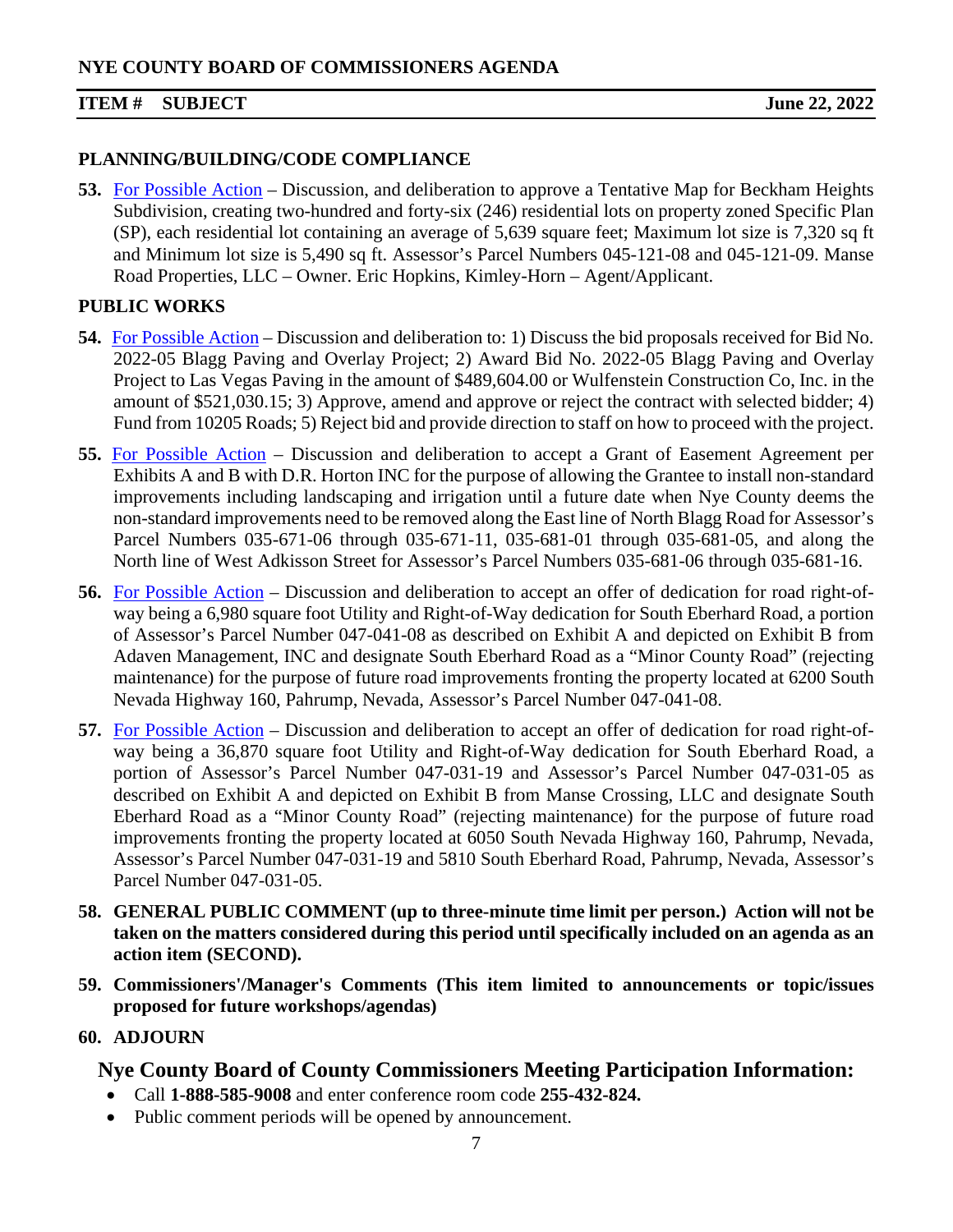**NYE COUNTY BOARD OF COMMISSIONERS AGENDA**

**ITEM # SUBJECT** **June 22, 2022**

**PLANNING/BUILDING/CODE COMPLIANCE**

**53.** For Possible Action – Discussion, and deliberation to approve a Tentative Map for Beckham Heights Subdivision, creating two-hundred and forty-six (246) residential lots on property zoned Specific Plan (SP), each residential lot containing an average of 5,639 square feet; Maximum lot size is 7,320 sq ft and Minimum lot size is 5,490 sq ft. Assessor's Parcel Numbers 045-121-08 and 045-121-09. Manse Road Properties, LLC – Owner. Eric Hopkins, Kimley-Horn – Agent/Applicant.

**PUBLIC WORKS**

**54.** For Possible Action – Discussion and deliberation to: 1) Discuss the bid proposals received for Bid No. 2022-05 Blagg Paving and Overlay Project; 2) Award Bid No. 2022-05 Blagg Paving and Overlay Project to Las Vegas Paving in the amount of $489,604.00 or Wulfenstein Construction Co, Inc. in the amount of $521,030.15; 3) Approve, amend and approve or reject the contract with selected bidder; 4) Fund from 10205 Roads; 5) Reject bid and provide direction to staff on how to proceed with the project.

**55.** For Possible Action – Discussion and deliberation to accept a Grant of Easement Agreement per Exhibits A and B with D.R. Horton INC for the purpose of allowing the Grantee to install non-standard improvements including landscaping and irrigation until a future date when Nye County deems the non-standard improvements need to be removed along the East line of North Blagg Road for Assessor's Parcel Numbers 035-671-06 through 035-671-11, 035-681-01 through 035-681-05, and along the North line of West Adkisson Street for Assessor's Parcel Numbers 035-681-06 through 035-681-16.

**56.** For Possible Action – Discussion and deliberation to accept an offer of dedication for road right-of-way being a 6,980 square foot Utility and Right-of-Way dedication for South Eberhard Road, a portion of Assessor's Parcel Number 047-041-08 as described on Exhibit A and depicted on Exhibit B from Adaven Management, INC and designate South Eberhard Road as a "Minor County Road" (rejecting maintenance) for the purpose of future road improvements fronting the property located at 6200 South Nevada Highway 160, Pahrump, Nevada, Assessor's Parcel Number 047-041-08.

**57.** For Possible Action – Discussion and deliberation to accept an offer of dedication for road right-of-way being a 36,870 square foot Utility and Right-of-Way dedication for South Eberhard Road, a portion of Assessor's Parcel Number 047-031-19 and Assessor's Parcel Number 047-031-05 as described on Exhibit A and depicted on Exhibit B from Manse Crossing, LLC and designate South Eberhard Road as a "Minor County Road" (rejecting maintenance) for the purpose of future road improvements fronting the property located at 6050 South Nevada Highway 160, Pahrump, Nevada, Assessor's Parcel Number 047-031-19 and 5810 South Eberhard Road, Pahrump, Nevada, Assessor's Parcel Number 047-031-05.

**58. GENERAL PUBLIC COMMENT (up to three-minute time limit per person.) Action will not be taken on the matters considered during this period until specifically included on an agenda as an action item (SECOND).**

**59. Commissioners'/Manager's Comments (This item limited to announcements or topic/issues proposed for future workshops/agendas)**

**60. ADJOURN**

## Nye County Board of County Commissioners Meeting Participation Information:

- Call **1-888-585-9008** and enter conference room code **255-432-824.**
- Public comment periods will be opened by announcement.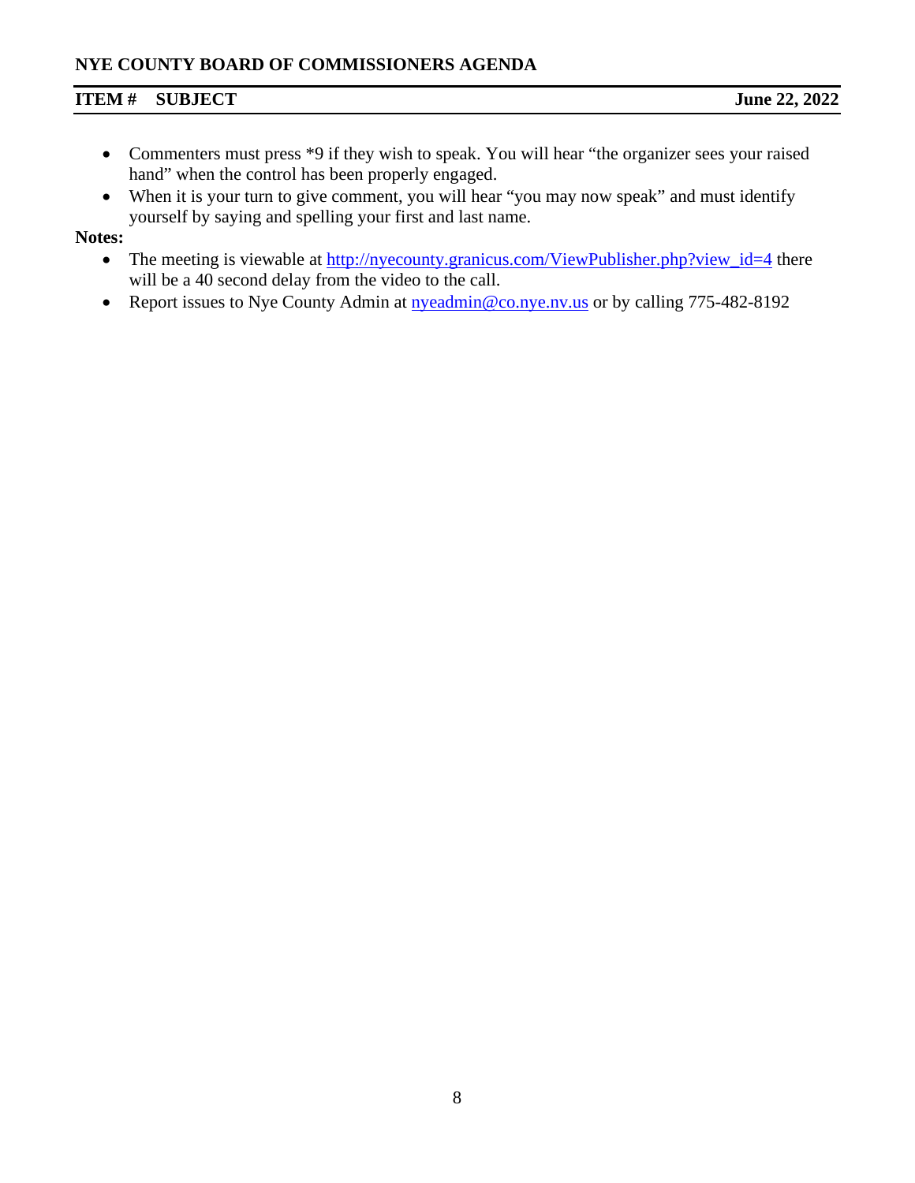- Commenters must press *9 if they wish to speak. You will hear “the organizer sees your raised hand” when the control has been properly engaged.
- When it is your turn to give comment, you will hear “you may now speak” and must identify yourself by saying and spelling your first and last name.

**Notes:**

- The meeting is viewable at http://nyecounty.granicus.com/ViewPublisher.php?view_id=4 there will be a 40 second delay from the video to the call.
- Report issues to Nye County Admin at nyeadmin@co.nye.nv.us or by calling 775-482-8192